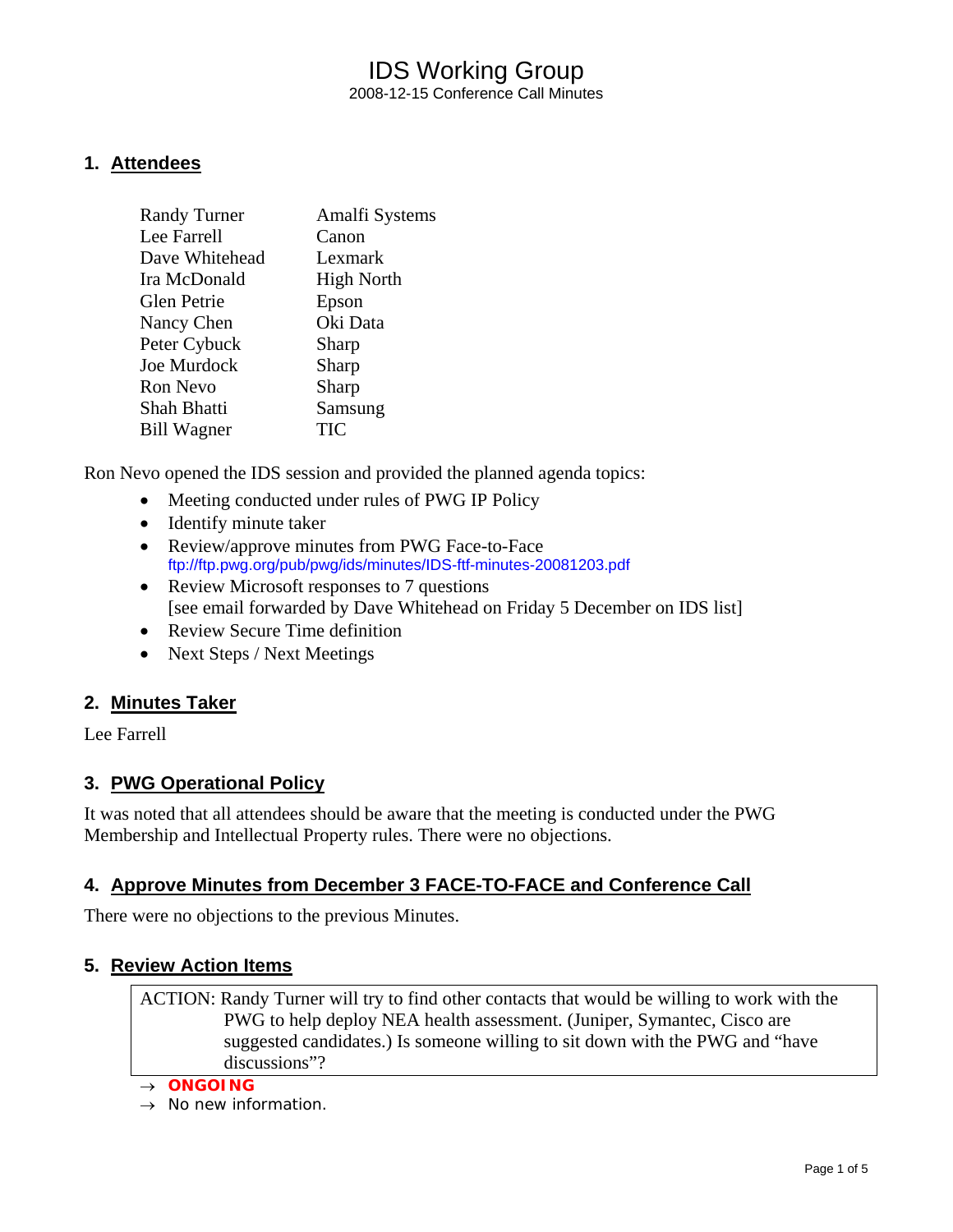# IDS Working Group

2008-12-15 Conference Call Minutes

## 1. Attendees

| | |
|---|---|
| Randy Turner | Amalfi Systems |
| Lee Farrell | Canon |
| Dave Whitehead | Lexmark |
| Ira McDonald | High North |
| Glen Petrie | Epson |
| Nancy Chen | Oki Data |
| Peter Cybuck | Sharp |
| Joe Murdock | Sharp |
| Ron Nevo | Sharp |
| Shah Bhatti | Samsung |
| Bill Wagner | TIC |

Ron Nevo opened the IDS session and provided the planned agenda topics:

- Meeting conducted under rules of PWG IP Policy
- Identify minute taker
- Review/approve minutes from PWG Face-to-Face
  ftp://ftp.pwg.org/pub/pwg/ids/minutes/IDS-ftf-minutes-20081203.pdf
- Review Microsoft responses to 7 questions
  [see email forwarded by Dave Whitehead on Friday 5 December on IDS list]
- Review Secure Time definition
- Next Steps / Next Meetings

## 2. Minutes Taker

Lee Farrell

## 3. PWG Operational Policy

It was noted that all attendees should be aware that the meeting is conducted under the PWG Membership and Intellectual Property rules. There were no objections.

## 4. Approve Minutes from December 3 FACE-TO-FACE and Conference Call

There were no objections to the previous Minutes.

## 5. Review Action Items

> ACTION: Randy Turner will try to find other contacts that would be willing to work with the PWG to help deploy NEA health assessment. (Juniper, Symantec, Cisco are suggested candidates.) Is someone willing to sit down with the PWG and "have discussions"?

→ **ONGOING**

→ No new information.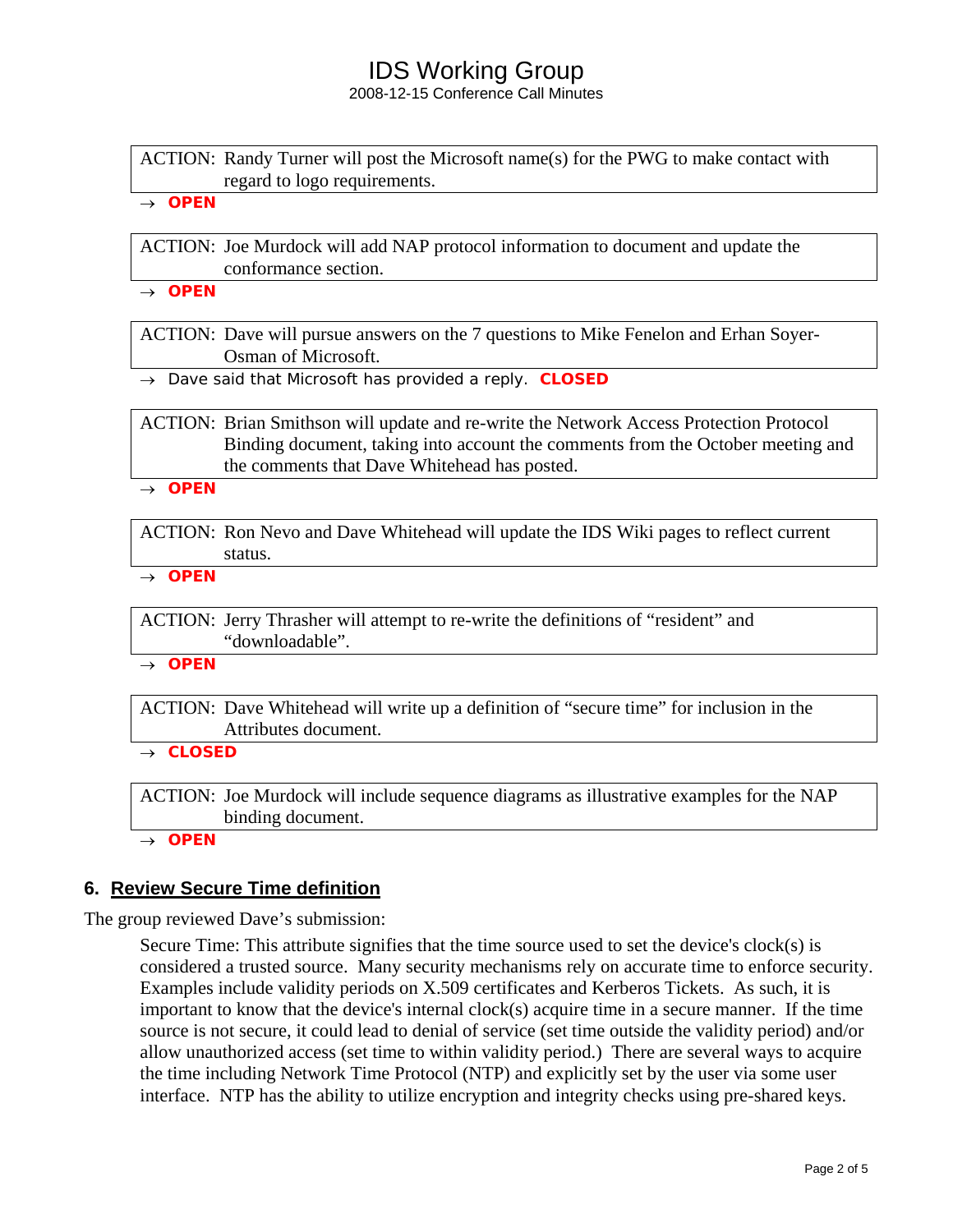ACTION: Randy Turner will post the Microsoft name(s) for the PWG to make contact with regard to logo requirements.

→ **OPEN**

ACTION: Joe Murdock will add NAP protocol information to document and update the conformance section.

→ **OPEN**

ACTION: Dave will pursue answers on the 7 questions to Mike Fenelon and Erhan Soyer-Osman of Microsoft.

→ Dave said that Microsoft has provided a reply. **CLOSED**

ACTION: Brian Smithson will update and re-write the Network Access Protection Protocol Binding document, taking into account the comments from the October meeting and the comments that Dave Whitehead has posted.

→ **OPEN**

ACTION: Ron Nevo and Dave Whitehead will update the IDS Wiki pages to reflect current status.

→ **OPEN**

ACTION: Jerry Thrasher will attempt to re-write the definitions of "resident" and "downloadable".

→ **OPEN**

ACTION: Dave Whitehead will write up a definition of "secure time" for inclusion in the Attributes document.

→ **CLOSED**

ACTION: Joe Murdock will include sequence diagrams as illustrative examples for the NAP binding document.

→ **OPEN**

## 6. Review Secure Time definition

The group reviewed Dave's submission:

> Secure Time: This attribute signifies that the time source used to set the device's clock(s) is considered a trusted source. Many security mechanisms rely on accurate time to enforce security. Examples include validity periods on X.509 certificates and Kerberos Tickets. As such, it is important to know that the device's internal clock(s) acquire time in a secure manner. If the time source is not secure, it could lead to denial of service (set time outside the validity period) and/or allow unauthorized access (set time to within validity period.) There are several ways to acquire the time including Network Time Protocol (NTP) and explicitly set by the user via some user interface. NTP has the ability to utilize encryption and integrity checks using pre-shared keys.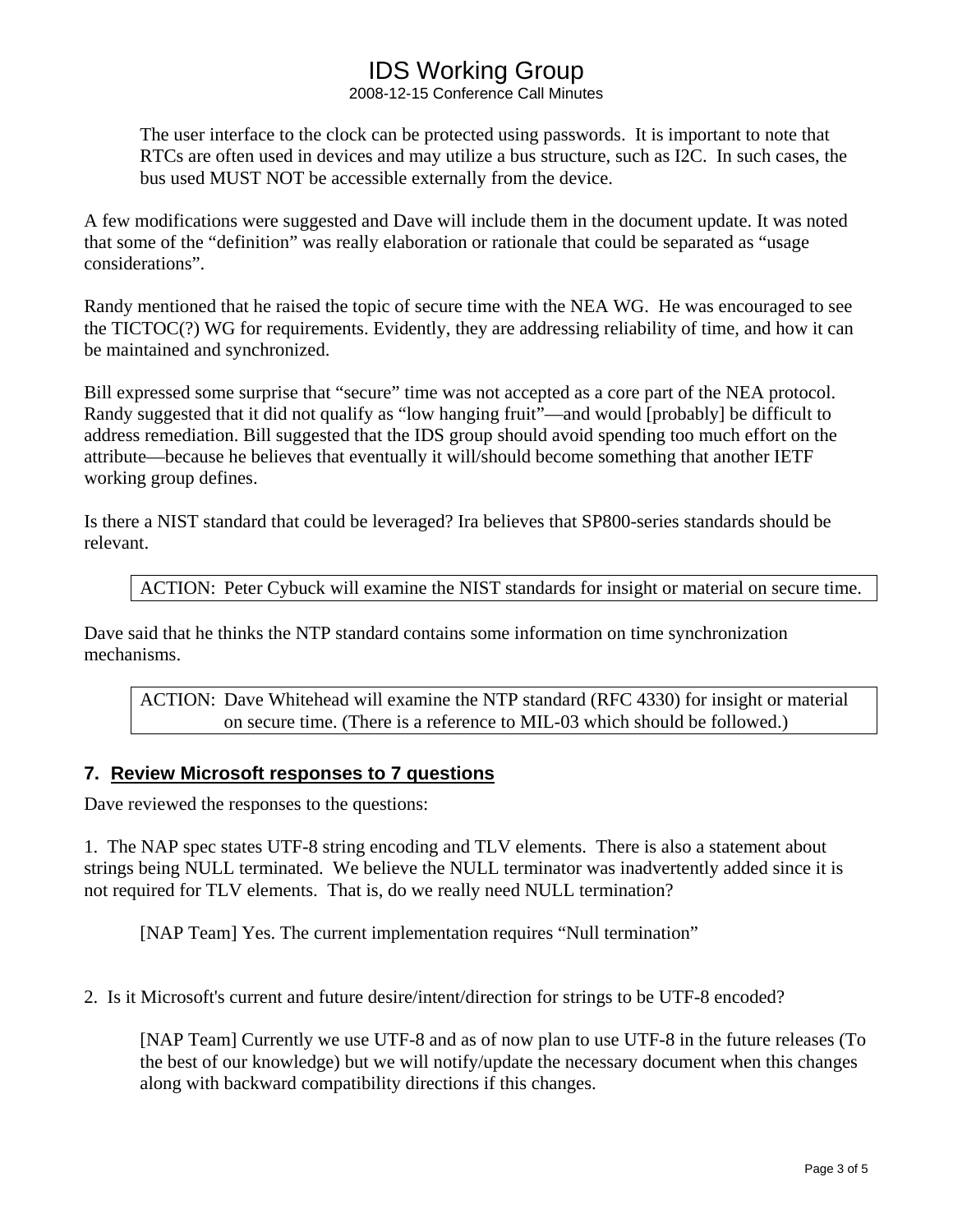> The user interface to the clock can be protected using passwords. It is important to note that RTCs are often used in devices and may utilize a bus structure, such as I2C. In such cases, the bus used MUST NOT be accessible externally from the device.

A few modifications were suggested and Dave will include them in the document update. It was noted that some of the "definition" was really elaboration or rationale that could be separated as "usage considerations".

Randy mentioned that he raised the topic of secure time with the NEA WG. He was encouraged to see the TICTOC(?) WG for requirements. Evidently, they are addressing reliability of time, and how it can be maintained and synchronized.

Bill expressed some surprise that "secure" time was not accepted as a core part of the NEA protocol. Randy suggested that it did not qualify as "low hanging fruit"—and would [probably] be difficult to address remediation. Bill suggested that the IDS group should avoid spending too much effort on the attribute—because he believes that eventually it will/should become something that another IETF working group defines.

Is there a NIST standard that could be leveraged? Ira believes that SP800-series standards should be relevant.

| ACTION: Peter Cybuck will examine the NIST standards for insight or material on secure time. |
|---|

Dave said that he thinks the NTP standard contains some information on time synchronization mechanisms.

| ACTION: Dave Whitehead will examine the NTP standard (RFC 4330) for insight or material on secure time. (There is a reference to MIL-03 which should be followed.) |
|---|

## 7. Review Microsoft responses to 7 questions

Dave reviewed the responses to the questions:

1. The NAP spec states UTF-8 string encoding and TLV elements. There is also a statement about strings being NULL terminated. We believe the NULL terminator was inadvertently added since it is not required for TLV elements. That is, do we really need NULL termination?

> [NAP Team] Yes. The current implementation requires "Null termination"

2. Is it Microsoft's current and future desire/intent/direction for strings to be UTF-8 encoded?

> [NAP Team] Currently we use UTF-8 and as of now plan to use UTF-8 in the future releases (To the best of our knowledge) but we will notify/update the necessary document when this changes along with backward compatibility directions if this changes.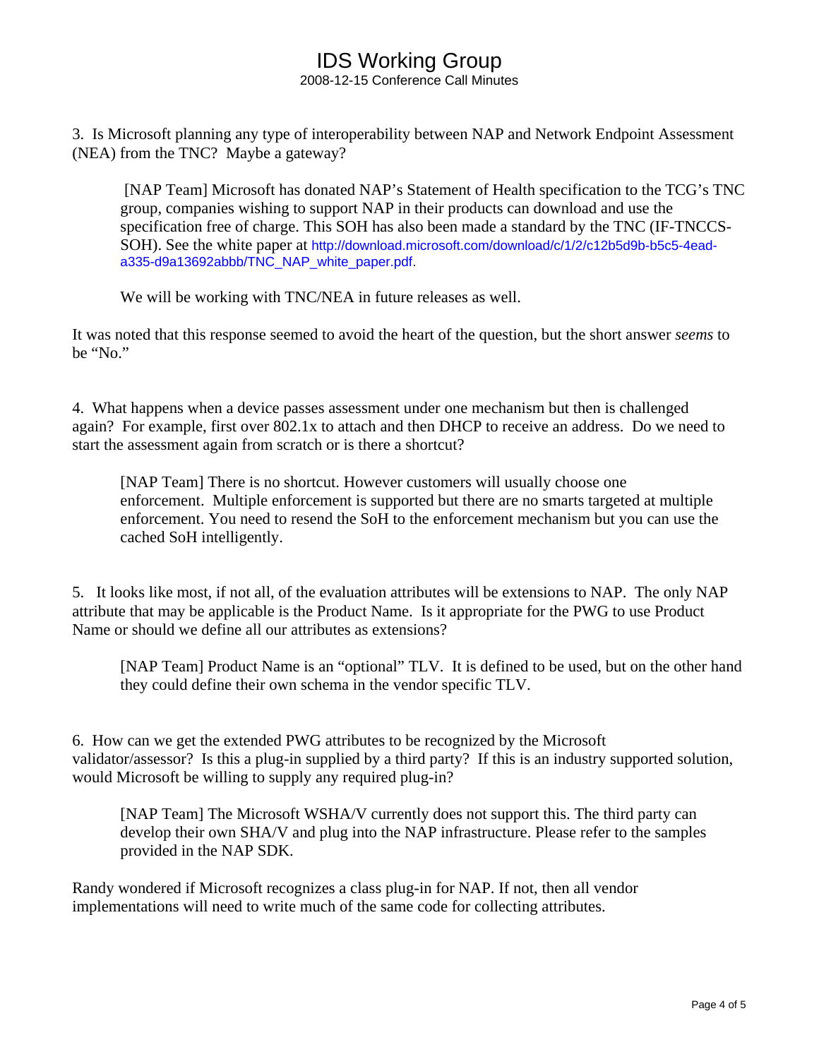3. Is Microsoft planning any type of interoperability between NAP and Network Endpoint Assessment (NEA) from the TNC? Maybe a gateway?

> [NAP Team] Microsoft has donated NAP's Statement of Health specification to the TCG's TNC group, companies wishing to support NAP in their products can download and use the specification free of charge. This SOH has also been made a standard by the TNC (IF-TNCCS-SOH). See the white paper at http://download.microsoft.com/download/c/1/2/c12b5d9b-b5c5-4ead-a335-d9a13692abbb/TNC_NAP_white_paper.pdf.
>
> We will be working with TNC/NEA in future releases as well.

It was noted that this response seemed to avoid the heart of the question, but the short answer *seems* to be "No."

4. What happens when a device passes assessment under one mechanism but then is challenged again? For example, first over 802.1x to attach and then DHCP to receive an address. Do we need to start the assessment again from scratch or is there a shortcut?

> [NAP Team] There is no shortcut. However customers will usually choose one enforcement. Multiple enforcement is supported but there are no smarts targeted at multiple enforcement. You need to resend the SoH to the enforcement mechanism but you can use the cached SoH intelligently.

5. It looks like most, if not all, of the evaluation attributes will be extensions to NAP. The only NAP attribute that may be applicable is the Product Name. Is it appropriate for the PWG to use Product Name or should we define all our attributes as extensions?

> [NAP Team] Product Name is an "optional" TLV. It is defined to be used, but on the other hand they could define their own schema in the vendor specific TLV.

6. How can we get the extended PWG attributes to be recognized by the Microsoft validator/assessor? Is this a plug-in supplied by a third party? If this is an industry supported solution, would Microsoft be willing to supply any required plug-in?

> [NAP Team] The Microsoft WSHA/V currently does not support this. The third party can develop their own SHA/V and plug into the NAP infrastructure. Please refer to the samples provided in the NAP SDK.

Randy wondered if Microsoft recognizes a class plug-in for NAP. If not, then all vendor implementations will need to write much of the same code for collecting attributes.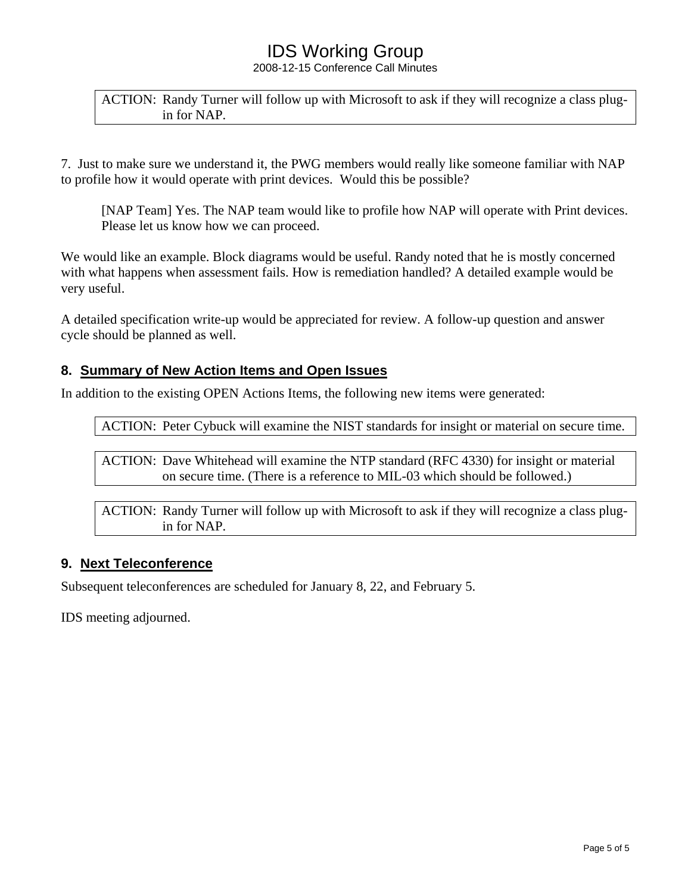ACTION: Randy Turner will follow up with Microsoft to ask if they will recognize a class plug-in for NAP.

7. Just to make sure we understand it, the PWG members would really like someone familiar with NAP to profile how it would operate with print devices. Would this be possible?

> [NAP Team] Yes. The NAP team would like to profile how NAP will operate with Print devices. Please let us know how we can proceed.

We would like an example. Block diagrams would be useful. Randy noted that he is mostly concerned with what happens when assessment fails. How is remediation handled? A detailed example would be very useful.

A detailed specification write-up would be appreciated for review. A follow-up question and answer cycle should be planned as well.

## 8. Summary of New Action Items and Open Issues

In addition to the existing OPEN Actions Items, the following new items were generated:

ACTION: Peter Cybuck will examine the NIST standards for insight or material on secure time.

ACTION: Dave Whitehead will examine the NTP standard (RFC 4330) for insight or material on secure time. (There is a reference to MIL-03 which should be followed.)

ACTION: Randy Turner will follow up with Microsoft to ask if they will recognize a class plug-in for NAP.

## 9. Next Teleconference

Subsequent teleconferences are scheduled for January 8, 22, and February 5.

IDS meeting adjourned.